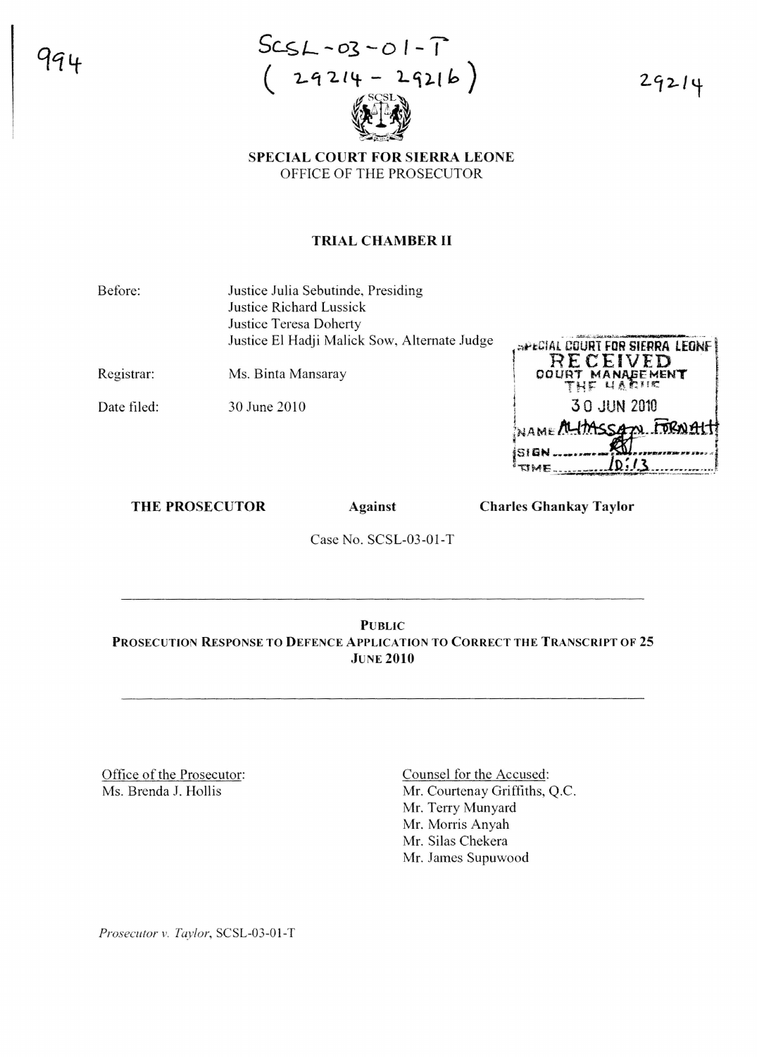994

SCSL-03-01-T
( 29214 - 29216 )

29214

**SPECIAL COURT FOR SIERRA LEONE**
OFFICE OF THE PROSECUTOR

**TRIAL CHAMBER II**

| | |
|---|---|
| Before: | Justice Julia Sebutinde, Presiding<br>Justice Richard Lussick<br>Justice Teresa Doherty<br>Justice El Hadji Malick Sow, Alternate Judge |
| Registrar: | Ms. Binta Mansaray |
| Date filed: | 30 June 2010 |

SPECIAL COURT FOR SIERRA LEONE
RECEIVED
COURT MANAGEMENT
THE HAGUE
30 JUN 2010
NAME ALHASSAN FORNAH
SIGN
TIME 10:13

**THE PROSECUTOR** **Against** **Charles Ghankay Taylor**

Case No. SCSL-03-01-T

---

**PUBLIC**
**PROSECUTION RESPONSE TO DEFENCE APPLICATION TO CORRECT THE TRANSCRIPT OF 25 JUNE 2010**

---

Office of the Prosecutor:
Ms. Brenda J. Hollis

Counsel for the Accused:
Mr. Courtenay Griffiths, Q.C.
Mr. Terry Munyard
Mr. Morris Anyah
Mr. Silas Chekera
Mr. James Supuwood

*Prosecutor v. Taylor*, SCSL-03-01-T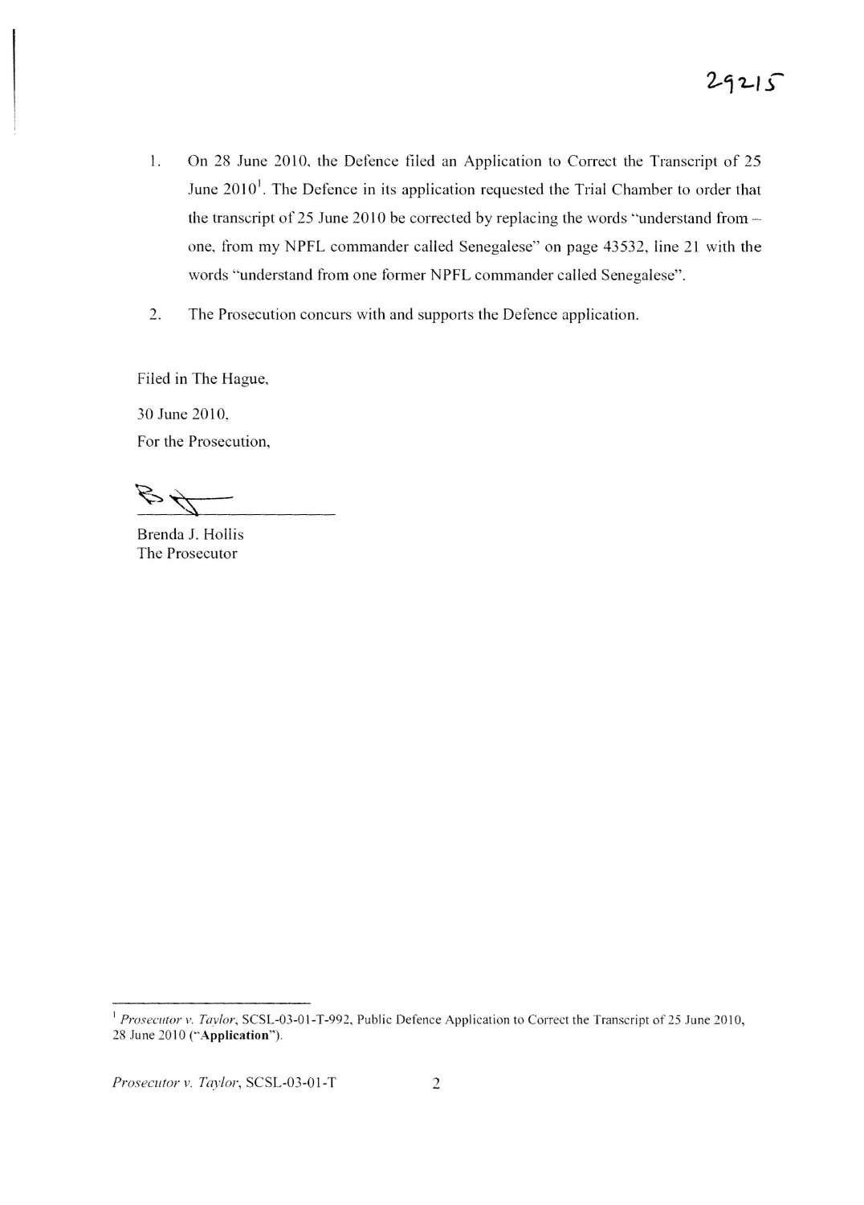1. On 28 June 2010, the Defence filed an Application to Correct the Transcript of 25 June 2010[1]. The Defence in its application requested the Trial Chamber to order that the transcript of 25 June 2010 be corrected by replacing the words "understand from – one, from my NPFL commander called Senegalese" on page 43532, line 21 with the words "understand from one former NPFL commander called Senegalese".

2. The Prosecution concurs with and supports the Defence application.

Filed in The Hague,

30 June 2010,

For the Prosecution,

Brenda J. Hollis
The Prosecutor

---

[1] *Prosecutor v. Taylor*, SCSL-03-01-T-992, Public Defence Application to Correct the Transcript of 25 June 2010, 28 June 2010 ("**Application**").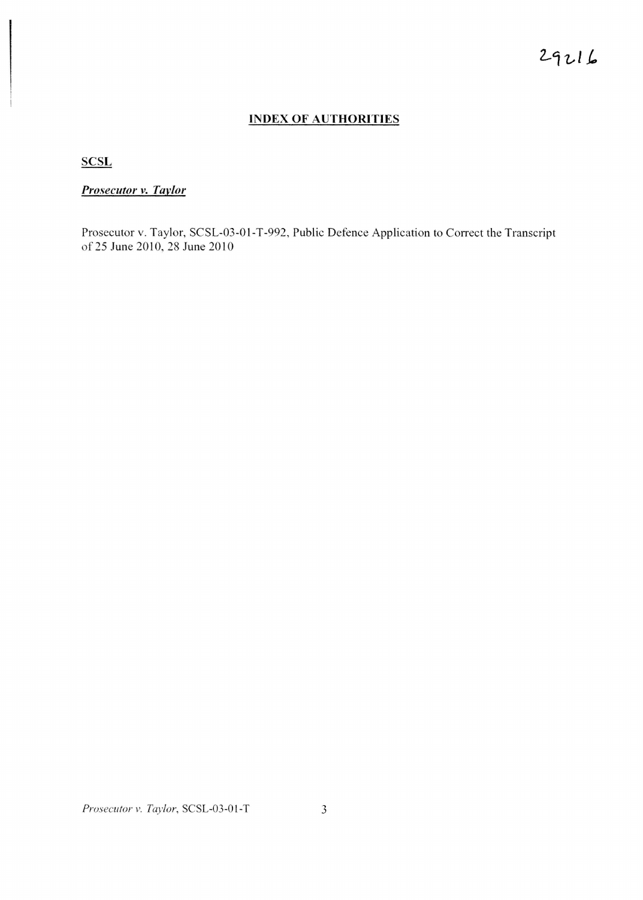## INDEX OF AUTHORITIES

**SCSL**

***Prosecutor v. Taylor***

Prosecutor v. Taylor, SCSL-03-01-T-992, Public Defence Application to Correct the Transcript of 25 June 2010, 28 June 2010